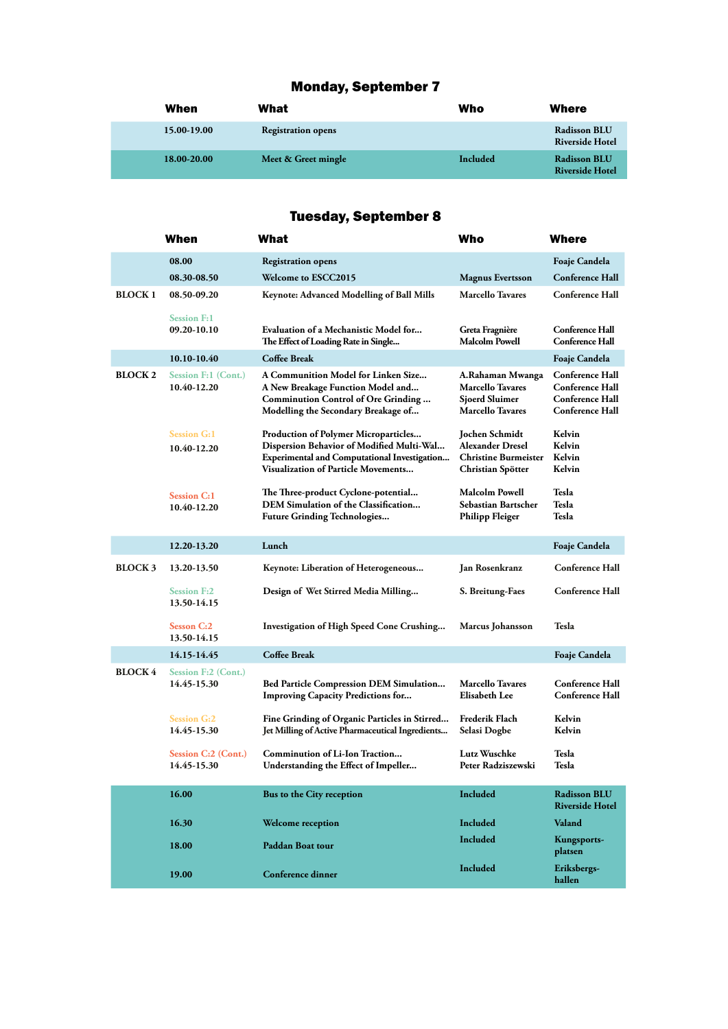## Monday, September 7

| When | What | Who | Where |
|---|---|---|---|
| 15.00-19.00 | Registration opens | | Radisson BLU Riverside Hotel |
| 18.00-20.00 | Meet & Greet mingle | Included | Radisson BLU Riverside Hotel |

## Tuesday, September 8

| | When | What | Who | Where |
|---|---|---|---|---|
| | 08.00 | Registration opens | | Foaje Candela |
| | 08.30-08.50 | Welcome to ESCC2015 | Magnus Evertsson | Conference Hall |
| BLOCK 1 | 08.50-09.20 | Keynote: Advanced Modelling of Ball Mills | Marcello Tavares | Conference Hall |
| | Session F:1<br>09.20-10.10 | Evaluation of a Mechanistic Model for...<br>The Effect of Loading Rate in Single... | Greta Fragnière<br>Malcolm Powell | Conference Hall<br>Conference Hall |
| | 10.10-10.40 | Coffee Break | | Foaje Candela |
| BLOCK 2 | Session F:1 (Cont.)<br>10.40-12.20 | A Communition Model for Linken Size...<br>A New Breakage Function Model and...<br>Comminution Control of Ore Grinding ...<br>Modelling the Secondary Breakage of... | A.Rahaman Mwanga<br>Marcello Tavares<br>Sjoerd Sluimer<br>Marcello Tavares | Conference Hall<br>Conference Hall<br>Conference Hall<br>Conference Hall |
| | Session G:1<br>10.40-12.20 | Production of Polymer Microparticles...<br>Dispersion Behavior of Modified Multi-Wal...<br>Experimental and Computational Investigation...<br>Visualization of Particle Movements... | Jochen Schmidt<br>Alexander Dresel<br>Christine Burmeister<br>Christian Spötter | Kelvin<br>Kelvin<br>Kelvin<br>Kelvin |
| | Session C:1<br>10.40-12.20 | The Three-product Cyclone-potential...<br>DEM Simulation of the Classification...<br>Future Grinding Technologies... | Malcolm Powell<br>Sebastian Bartscher<br>Philipp Fleiger | Tesla<br>Tesla<br>Tesla |
| | 12.20-13.20 | Lunch | | Foaje Candela |
| BLOCK 3 | 13.20-13.50 | Keynote: Liberation of Heterogeneous... | Jan Rosenkranz | Conference Hall |
| | Session F:2<br>13.50-14.15 | Design of Wet Stirred Media Milling... | S. Breitung-Faes | Conference Hall |
| | Sesson C:2<br>13.50-14.15 | Investigation of High Speed Cone Crushing... | Marcus Johansson | Tesla |
| | 14.15-14.45 | Coffee Break | | Foaje Candela |
| BLOCK 4 | Session F:2 (Cont.)<br>14.45-15.30 | Bed Particle Compression DEM Simulation...<br>Improving Capacity Predictions for... | Marcello Tavares<br>Elisabeth Lee | Conference Hall<br>Conference Hall |
| | Session G:2<br>14.45-15.30 | Fine Grinding of Organic Particles in Stirred...<br>Jet Milling of Active Pharmaceutical Ingredients... | Frederik Flach<br>Selasi Dogbe | Kelvin<br>Kelvin |
| | Session C:2 (Cont.)<br>14.45-15.30 | Comminution of Li-Ion Traction...<br>Understanding the Effect of Impeller... | Lutz Wuschke<br>Peter Radziszewski | Tesla<br>Tesla |
| | 16.00 | Bus to the City reception | Included | Radisson BLU Riverside Hotel |
| | 16.30 | Welcome reception | Included | Valand |
| | 18.00 | Paddan Boat tour | Included | Kungsports-platsen |
| | 19.00 | Conference dinner | Included | Eriksbergs-hallen |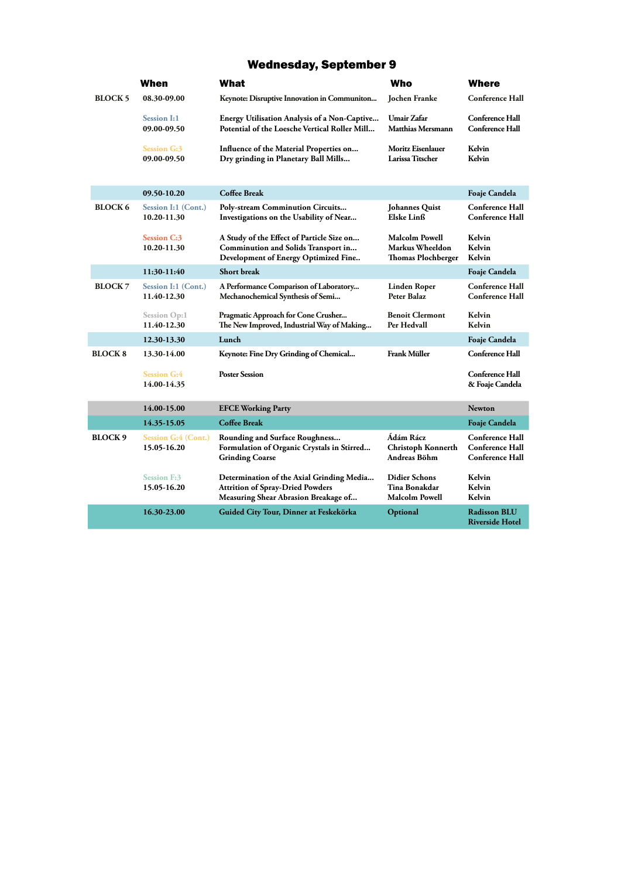## Wednesday, September 9

| | When | What | Who | Where |
|---|---|---|---|---|
| BLOCK 5 | 08.30-09.00 | Keynote: Disruptive Innovation in Communiton... | Jochen Franke | Conference Hall |
| | Session I:1 | Energy Utilisation Analysis of a Non-Captive... | Umair Zafar | Conference Hall |
| | 09.00-09.50 | Potential of the Loesche Vertical Roller Mill... | Matthias Mersmann | Conference Hall |
| | Session G:3 | Influence of the Material Properties on... | Moritz Eisenlauer | Kelvin |
| | 09.00-09.50 | Dry grinding in Planetary Ball Mills... | Larissa Titscher | Kelvin |
| | 09.50-10.20 | Coffee Break | | Foaje Candela |
| BLOCK 6 | Session I:1 (Cont.) | Poly-stream Comminution Circuits... | Johannes Quist | Conference Hall |
| | 10.20-11.30 | Investigations on the Usability of Near... | Elske Linß | Conference Hall |
| | Session C:3 | A Study of the Effect of Particle Size on... | Malcolm Powell | Kelvin |
| | 10.20-11.30 | Comminution and Solids Transport in... | Markus Wheeldon | Kelvin |
| | | Development of Energy Optimized Fine.. | Thomas Plochberger | Kelvin |
| | 11:30-11:40 | Short break | | Foaje Candela |
| BLOCK 7 | Session I:1 (Cont.) | A Performance Comparison of Laboratory... | Linden Roper | Conference Hall |
| | 11.40-12.30 | Mechanochemical Synthesis of Semi... | Peter Balaz | Conference Hall |
| | Session Op:1 | Pragmatic Approach for Cone Crusher... | Benoit Clermont | Kelvin |
| | 11.40-12.30 | The New Improved, Industrial Way of Making... | Per Hedvall | Kelvin |
| | 12.30-13.30 | Lunch | | Foaje Candela |
| BLOCK 8 | 13.30-14.00 | Keynote: Fine Dry Grinding of Chemical... | Frank Müller | Conference Hall |
| | Session G:4 | Poster Session | | Conference Hall |
| | 14.00-14.35 | | | & Foaje Candela |
| | 14.00-15.00 | EFCE Working Party | | Newton |
| | 14.35-15.05 | Coffee Break | | Foaje Candela |
| BLOCK 9 | Session G:4 (Cont.) | Rounding and Surface Roughness... | Ádám Rácz | Conference Hall |
| | 15.05-16.20 | Formulation of Organic Crystals in Stirred... | Christoph Konnerth | Conference Hall |
| | | Grinding Coarse | Andreas Böhm | Conference Hall |
| | Session F:3 | Determination of the Axial Grinding Media... | Didier Schons | Kelvin |
| | 15.05-16.20 | Attrition of Spray-Dried Powders | Tina Bonakdar | Kelvin |
| | | Measuring Shear Abrasion Breakage of... | Malcolm Powell | Kelvin |
| | 16.30-23.00 | Guided City Tour, Dinner at Feskekörka | Optional | Radisson BLU Riverside Hotel |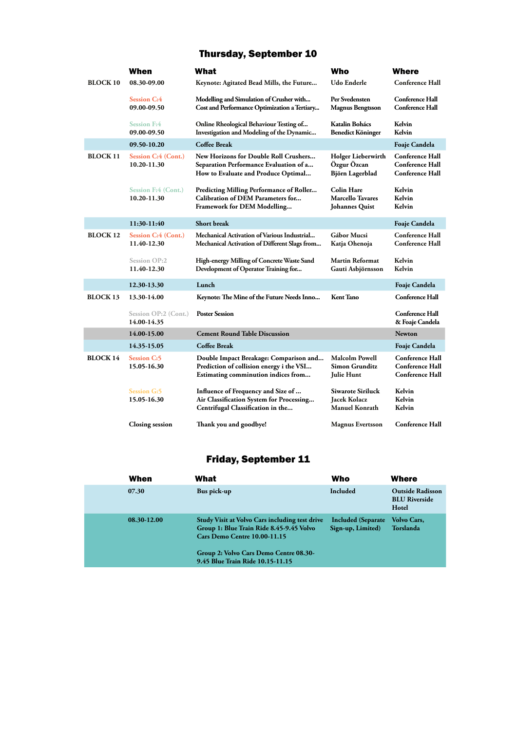## Thursday, September 10

| | When | What | Who | Where |
|---|---|---|---|---|
| BLOCK 10 | 08.30-09.00 | Keynote: Agitated Bead Mills, the Future... | Udo Enderle | Conference Hall |
| | Session C:4<br>09.00-09.50 | Modelling and Simulation of Crusher with...<br>Cost and Performance Optimization a Tertiary... | Per Svedensten<br>Magnus Bengtsson | Conference Hall<br>Conference Hall |
| | Session F:4<br>09.00-09.50 | Online Rheological Behaviour Testing of...<br>Investigation and Modeling of the Dynamic... | Katalin Bohács<br>Benedict Köninger | Kelvin<br>Kelvin |
| | 09.50-10.20 | Coffee Break | | Foaje Candela |
| BLOCK 11 | Session C:4 (Cont.)<br>10.20-11.30 | New Horizons for Double Roll Crushers...<br>Separation Performance Evaluation of a...<br>How to Evaluate and Produce Optimal... | Holger Lieberwirth<br>Özgur Özcan<br>Björn Lagerblad | Conference Hall<br>Conference Hall<br>Conference Hall |
| | Session F:4 (Cont.)<br>10.20-11.30 | Predicting Milling Performance of Roller...<br>Calibration of DEM Parameters for...<br>Framework for DEM Modelling... | Colin Hare<br>Marcello Tavares<br>Johannes Quist | Kelvin<br>Kelvin<br>Kelvin |
| | 11:30-11:40 | Short break | | Foaje Candela |
| BLOCK 12 | Session C:4 (Cont.)<br>11.40-12.30 | Mechanical Activation of Various Industrial...<br>Mechanical Activation of Different Slags from... | Gábor Mucsi<br>Katja Ohenoja | Conference Hall<br>Conference Hall |
| | Session OP:2<br>11.40-12.30 | High-energy Milling of Concrete Waste Sand<br>Development of Operator Training for... | Martin Reformat<br>Gauti Asbjörnsson | Kelvin<br>Kelvin |
| | 12.30-13.30 | Lunch | | Foaje Candela |
| BLOCK 13 | 13.30-14.00 | Keynote: The Mine of the Future Needs Inno... | Kent Tano | Conference Hall |
| | Session OP:2 (Cont.)<br>14.00-14.35 | Poster Session | | Conference Hall<br>& Foaje Candela |
| | 14.00-15.00 | Cement Round Table Discussion | | Newton |
| | 14.35-15.05 | Coffee Break | | Foaje Candela |
| BLOCK 14 | Session C:5<br>15.05-16.30 | Double Impact Breakage: Comparison and...<br>Prediction of collision energy i the VSI...<br>Estimating comminution indices from... | Malcolm Powell<br>Simon Grunditz<br>Julie Hunt | Conference Hall<br>Conference Hall<br>Conference Hall |
| | Session G:5<br>15.05-16.30 | Influence of Frequency and Size of ...<br>Air Classification System for Processing...<br>Centrifugal Classification in the... | Siwarote Siriluck<br>Jacek Kolacz<br>Manuel Konrath | Kelvin<br>Kelvin<br>Kelvin |
| | Closing session | Thank you and goodbye! | Magnus Evertsson | Conference Hall |

## Friday, September 11

| When | What | Who | Where |
|---|---|---|---|
| 07.30 | Bus pick-up | Included | Outside Radisson BLU Riverside Hotel |
| 08.30-12.00 | Study Visit at Volvo Cars including test drive<br>Group 1: Blue Train Ride 8.45-9.45 Volvo Cars Demo Centre 10.00-11.15<br><br>Group 2: Volvo Cars Demo Centre 08.30-9.45 Blue Train Ride 10.15-11.15 | Included (Separate Sign-up, Limited) | Volvo Cars, Torslanda |